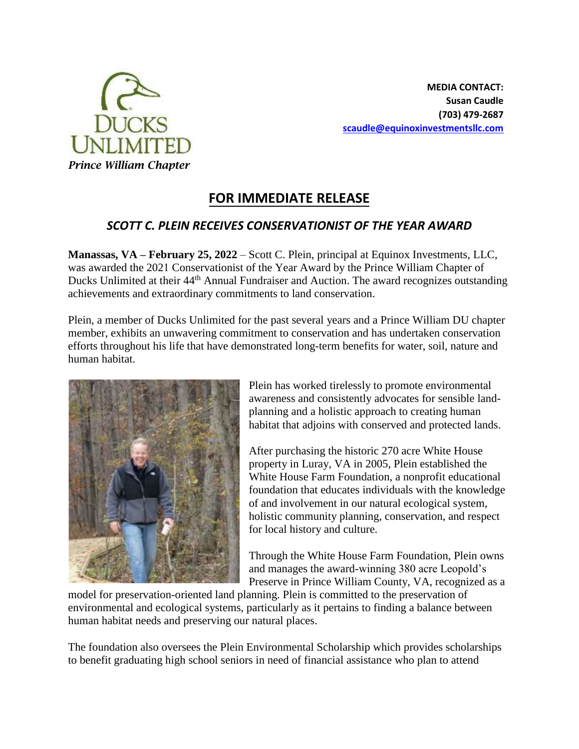Ducks Unlimited
*Prince William Chapter*

**MEDIA CONTACT:**
**Susan Caudle**
**(703) 479-2687**
**scaudle@equinoxinvestmentsllc.com**

# FOR IMMEDIATE RELEASE

## *SCOTT C. PLEIN RECEIVES CONSERVATIONIST OF THE YEAR AWARD*

**Manassas, VA – February 25, 2022** – Scott C. Plein, principal at Equinox Investments, LLC, was awarded the 2021 Conservationist of the Year Award by the Prince William Chapter of Ducks Unlimited at their 44th Annual Fundraiser and Auction. The award recognizes outstanding achievements and extraordinary commitments to land conservation.

Plein, a member of Ducks Unlimited for the past several years and a Prince William DU chapter member, exhibits an unwavering commitment to conservation and has undertaken conservation efforts throughout his life that have demonstrated long-term benefits for water, soil, nature and human habitat.

Plein has worked tirelessly to promote environmental awareness and consistently advocates for sensible land-planning and a holistic approach to creating human habitat that adjoins with conserved and protected lands.

After purchasing the historic 270 acre White House property in Luray, VA in 2005, Plein established the White House Farm Foundation, a nonprofit educational foundation that educates individuals with the knowledge of and involvement in our natural ecological system, holistic community planning, conservation, and respect for local history and culture.

Through the White House Farm Foundation, Plein owns and manages the award-winning 380 acre Leopold's Preserve in Prince William County, VA, recognized as a model for preservation-oriented land planning. Plein is committed to the preservation of environmental and ecological systems, particularly as it pertains to finding a balance between human habitat needs and preserving our natural places.

The foundation also oversees the Plein Environmental Scholarship which provides scholarships to benefit graduating high school seniors in need of financial assistance who plan to attend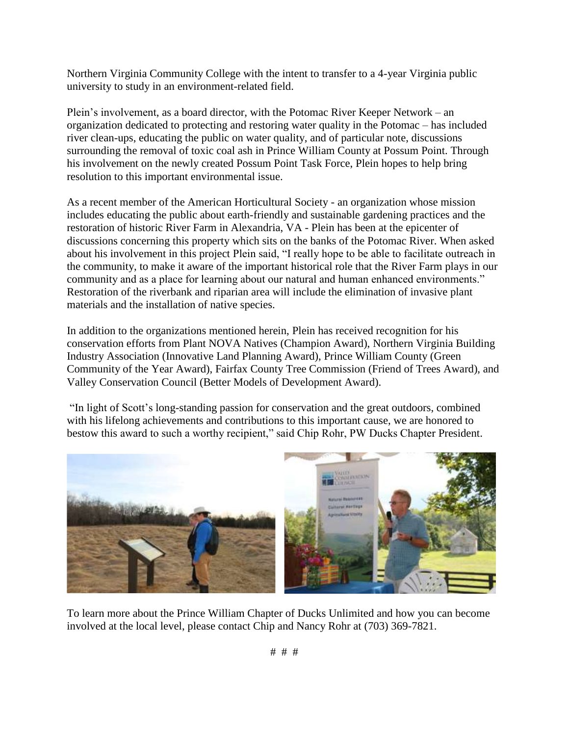Northern Virginia Community College with the intent to transfer to a 4-year Virginia public university to study in an environment-related field.

Plein's involvement, as a board director, with the Potomac River Keeper Network – an organization dedicated to protecting and restoring water quality in the Potomac – has included river clean-ups, educating the public on water quality, and of particular note, discussions surrounding the removal of toxic coal ash in Prince William County at Possum Point. Through his involvement on the newly created Possum Point Task Force, Plein hopes to help bring resolution to this important environmental issue.

As a recent member of the American Horticultural Society - an organization whose mission includes educating the public about earth-friendly and sustainable gardening practices and the restoration of historic River Farm in Alexandria, VA - Plein has been at the epicenter of discussions concerning this property which sits on the banks of the Potomac River. When asked about his involvement in this project Plein said, "I really hope to be able to facilitate outreach in the community, to make it aware of the important historical role that the River Farm plays in our community and as a place for learning about our natural and human enhanced environments." Restoration of the riverbank and riparian area will include the elimination of invasive plant materials and the installation of native species.

In addition to the organizations mentioned herein, Plein has received recognition for his conservation efforts from Plant NOVA Natives (Champion Award), Northern Virginia Building Industry Association (Innovative Land Planning Award), Prince William County (Green Community of the Year Award), Fairfax County Tree Commission (Friend of Trees Award), and Valley Conservation Council (Better Models of Development Award).

"In light of Scott's long-standing passion for conservation and the great outdoors, combined with his lifelong achievements and contributions to this important cause, we are honored to bestow this award to such a worthy recipient," said Chip Rohr, PW Ducks Chapter President.

To learn more about the Prince William Chapter of Ducks Unlimited and how you can become involved at the local level, please contact Chip and Nancy Rohr at (703) 369-7821.

# # #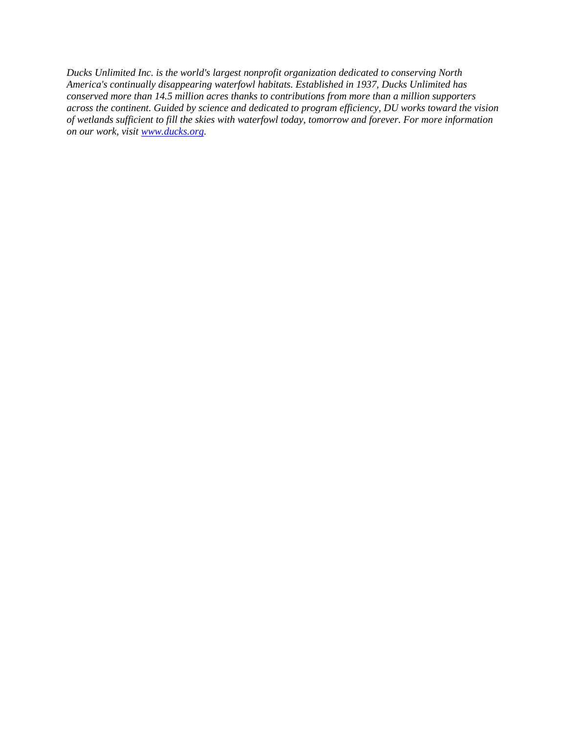*Ducks Unlimited Inc. is the world's largest nonprofit organization dedicated to conserving North America's continually disappearing waterfowl habitats. Established in 1937, Ducks Unlimited has conserved more than 14.5 million acres thanks to contributions from more than a million supporters across the continent. Guided by science and dedicated to program efficiency, DU works toward the vision of wetlands sufficient to fill the skies with waterfowl today, tomorrow and forever. For more information on our work, visit [www.ducks.org](http://www.ducks.org).*